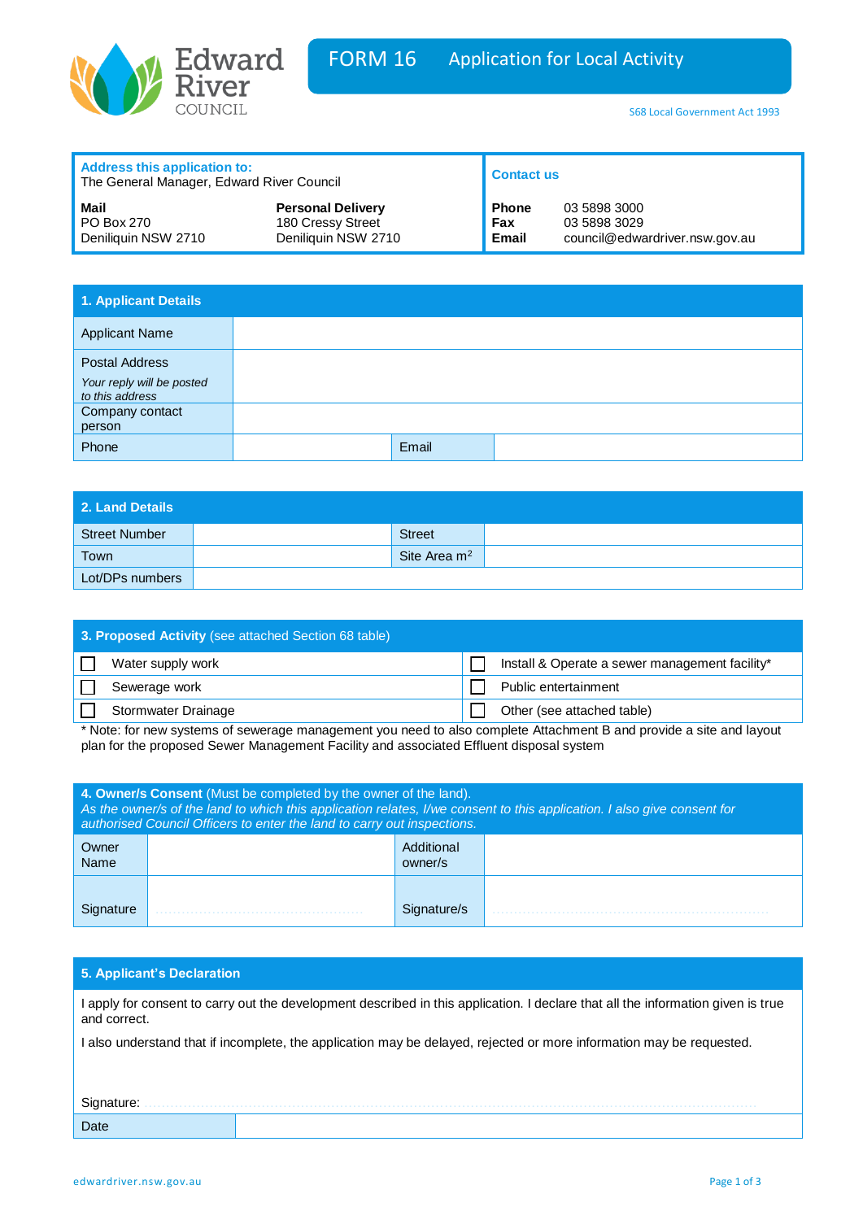Edward River COUNCIL

# FORM 16 Application for Local Activity

S68 Local Government Act 1993

| **Address this application to:** The General Manager, Edward River Council | | **Contact us** | |
|---|---|---|---|
| **Mail** PO Box 270 Deniliquin NSW 2710 | **Personal Delivery** 180 Cressy Street Deniliquin NSW 2710 | **Phone** **Fax** **Email** | 03 5898 3000 03 5898 3029 council@edwardriver.nsw.gov.au |

## 1. Applicant Details

| Applicant Name | | | |
|---|---|---|---|
| Postal Address *Your reply will be posted to this address* | | | |
| Company contact person | | | |
| Phone | | Email | |

## 2. Land Details

| Street Number | | Street | |
|---|---|---|---|
| Town | | Site Area $m^2$ | |
| Lot/DPs numbers | | | |

## 3. Proposed Activity (see attached Section 68 table)

| | |
|---|---|
| ☐ Water supply work | ☐ Install & Operate a sewer management facility* |
| ☐ Sewerage work | ☐ Public entertainment |
| ☐ Stormwater Drainage | ☐ Other (see attached table) |

* Note: for new systems of sewerage management you need to also complete Attachment B and provide a site and layout plan for the proposed Sewer Management Facility and associated Effluent disposal system

## 4. Owner/s Consent (Must be completed by the owner of the land).

*As the owner/s of the land to which this application relates, I/we consent to this application. I also give consent for authorised Council Officers to enter the land to carry out inspections.*

| Owner Name | | Additional owner/s | |
|---|---|---|---|
| Signature | ........................................ | Signature/s | ........................................ |

## 5. Applicant's Declaration

I apply for consent to carry out the development described in this application. I declare that all the information given is true and correct.

I also understand that if incomplete, the application may be delayed, rejected or more information may be requested.

Signature: ........................................

| Date | |
|---|---|

edwardriver.nsw.gov.au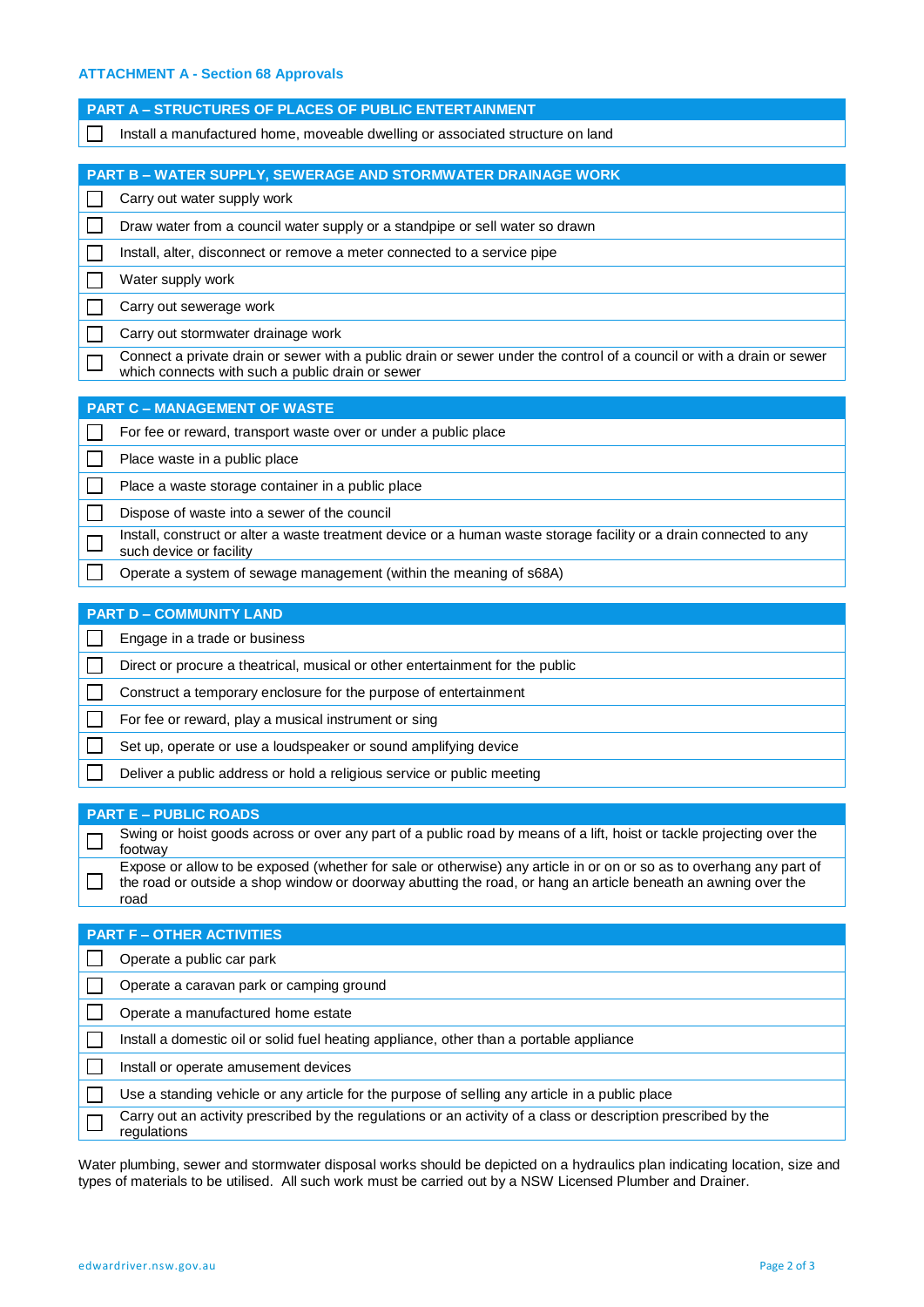### ATTACHMENT A - Section 68 Approvals

| PART A – STRUCTURES OF PLACES OF PUBLIC ENTERTAINMENT | |
|---|---|
| ☐ | Install a manufactured home, moveable dwelling or associated structure on land |

| PART B – WATER SUPPLY, SEWERAGE AND STORMWATER DRAINAGE WORK | |
|---|---|
| ☐ | Carry out water supply work |
| ☐ | Draw water from a council water supply or a standpipe or sell water so drawn |
| ☐ | Install, alter, disconnect or remove a meter connected to a service pipe |
| ☐ | Water supply work |
| ☐ | Carry out sewerage work |
| ☐ | Carry out stormwater drainage work |
| ☐ | Connect a private drain or sewer with a public drain or sewer under the control of a council or with a drain or sewer which connects with such a public drain or sewer |

| PART C – MANAGEMENT OF WASTE | |
|---|---|
| ☐ | For fee or reward, transport waste over or under a public place |
| ☐ | Place waste in a public place |
| ☐ | Place a waste storage container in a public place |
| ☐ | Dispose of waste into a sewer of the council |
| ☐ | Install, construct or alter a waste treatment device or a human waste storage facility or a drain connected to any such device or facility |
| ☐ | Operate a system of sewage management (within the meaning of s68A) |

| PART D – COMMUNITY LAND | |
|---|---|
| ☐ | Engage in a trade or business |
| ☐ | Direct or procure a theatrical, musical or other entertainment for the public |
| ☐ | Construct a temporary enclosure for the purpose of entertainment |
| ☐ | For fee or reward, play a musical instrument or sing |
| ☐ | Set up, operate or use a loudspeaker or sound amplifying device |
| ☐ | Deliver a public address or hold a religious service or public meeting |

| PART E – PUBLIC ROADS | |
|---|---|
| ☐ | Swing or hoist goods across or over any part of a public road by means of a lift, hoist or tackle projecting over the footway |
| ☐ | Expose or allow to be exposed (whether for sale or otherwise) any article in or on or so as to overhang any part of the road or outside a shop window or doorway abutting the road, or hang an article beneath an awning over the road |

| PART F – OTHER ACTIVITIES | |
|---|---|
| ☐ | Operate a public car park |
| ☐ | Operate a caravan park or camping ground |
| ☐ | Operate a manufactured home estate |
| ☐ | Install a domestic oil or solid fuel heating appliance, other than a portable appliance |
| ☐ | Install or operate amusement devices |
| ☐ | Use a standing vehicle or any article for the purpose of selling any article in a public place |
| ☐ | Carry out an activity prescribed by the regulations or an activity of a class or description prescribed by the regulations |

Water plumbing, sewer and stormwater disposal works should be depicted on a hydraulics plan indicating location, size and types of materials to be utilised. All such work must be carried out by a NSW Licensed Plumber and Drainer.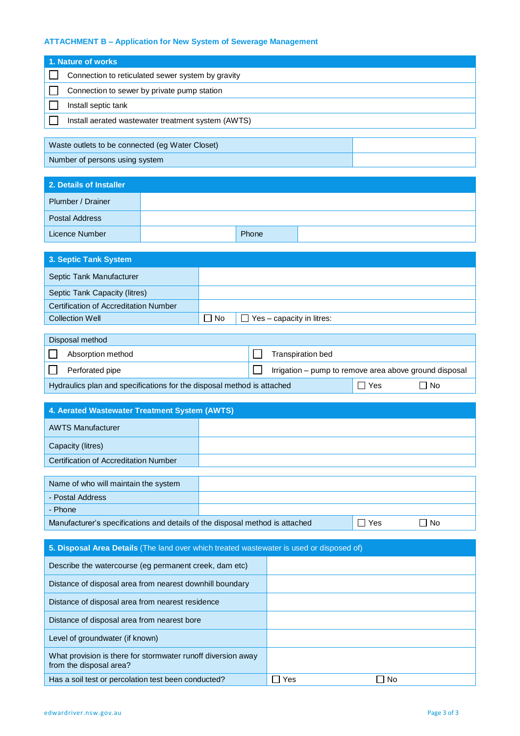### ATTACHMENT B – Application for New System of Sewerage Management

| 1. Nature of works |
|---|
| ☐ Connection to reticulated sewer system by gravity |
| ☐ Connection to sewer by private pump station |
| ☐ Install septic tank |
| ☐ Install aerated wastewater treatment system (AWTS) |

| | |
|---|---|
| Waste outlets to be connected (eg Water Closet) | |
| Number of persons using system | |

| 2. Details of Installer | | | |
|---|---|---|---|
| Plumber / Drainer | | | |
| Postal Address | | | |
| Licence Number | | Phone | |

| 3. Septic Tank System | | |
|---|---|---|
| Septic Tank Manufacturer | | |
| Septic Tank Capacity (litres) | | |
| Certification of Accreditation Number | | |
| Collection Well | ☐ No | ☐ Yes – capacity in litres: |

| Disposal method | | |
|---|---|---|
| ☐ Absorption method | ☐ Transpiration bed | |
| ☐ Perforated pipe | ☐ Irrigation – pump to remove area above ground disposal | |
| Hydraulics plan and specifications for the disposal method is attached | ☐ Yes | ☐ No |

| 4. Aerated Wastewater Treatment System (AWTS) | |
|---|---|
| AWTS Manufacturer | |
| Capacity (litres) | |
| Certification of Accreditation Number | |

| | | |
|---|---|---|
| Name of who will maintain the system | | |
| - Postal Address | | |
| - Phone | | |
| Manufacturer's specifications and details of the disposal method is attached | ☐ Yes | ☐ No |

| **5. Disposal Area Details** (The land over which treated wastewater is used or disposed of) | | |
|---|---|---|
| Describe the watercourse (eg permanent creek, dam etc) | | |
| Distance of disposal area from nearest downhill boundary | | |
| Distance of disposal area from nearest residence | | |
| Distance of disposal area from nearest bore | | |
| Level of groundwater (if known) | | |
| What provision is there for stormwater runoff diversion away from the disposal area? | | |
| Has a soil test or percolation test been conducted? | ☐ Yes | ☐ No |

edwardriver.nsw.gov.au